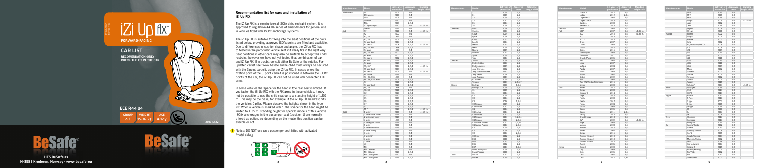# iZi Up fix™

**FORWARD-FACING**

## CAR LIST

**RECOMMENDATION ONLY - CHECK THE FIT IN THE CAR**

**ECE R44 04**

| GROUP | WEIGHT | AGE |
|---|---|---|
| 2-3 | 15-36 kg | 4-12 y |

2017 12 22

**HTS BeSafe as**
N-3535 Krøderen, Norway · www.besafe.eu

## Recommendation list for cars and installation of iZi Up FIX

The iZi Up FIX is a semiuniversal ISOfix child restraint system. It is approved to regulation 44.04 series of amendments for general use in vehicles fitted with ISOfix anchorage systems.

The iZi Up FIX is suitable for fixing into the seat positions of the cars listed below, providing approved ISOfix points are fitted and available. Due to differences in cushion shape and angle, the iZi Up FIX has to tested in the particular vehicle seat if it really fits in the right way. Seat positions in other cars may also be suitable to accept this child restraint, however we have not yet tested that combination of car and iZi Up FIX. If in doubt, consult either BeSafe or the retailer. For updated carlist see: www.besafe.euThe child must always be secured with the 3-point carbelt, using the iZi Up FIX. In cases where the fixation point of the 3 point carbelt is positioned in between the ISOfix points of the car, the iZi Up FIX can not be used with connected FIX arms.

In some vehicles the space for the head in the rear seat is limited. If you fasten the iZi Up FIX with the FIX arms in these vehicles, it may not be possible to use the child seat up to a standing height of 1.50 m. This may be the case, for example, if the iZi Up FIX headrest hits the vehicle's C-pillar. Please observe the heights shown in the type list. When a vehicle is marked with *, the space for the head might be limited to 1.35 m. standing height for specific models of this vehicle. ISOfix anchorages in the passenger seat (position 1) are normally offered as option, so depending on the model this position can be available or not.

**!** Notice: DO NOT use on a passenger seat fitted with activated frontal airbag.

| Manufacturer | Model | 1st year of production | Approved seats | Standing height child |
|---|---|---|---|---|
| Alfa Romeo | 147 | 2000 | 2,4 | |
| | 156 wagon | 2000 | 2,4 | |
| | 159 | 2006 | 2,4 | |
| | Giulietta | 2010 | 2,4 | |
| | Mito | 2008 | 1,2,4 | |
| | GT Sportcoupe* | 2010 | 2,4 | >1,35 m |
| | Stelvio | 2017 | 2,4 | |
| Audi | A1* | 2010 | 2,4 | >1,35 m |
| | A2 | 2000 | 2,4 | |
| | A3, S3 | 1997 | 2,4 | |
| | A3, S3 | 2003 | 1,2,4 | |
| | A3 sportback | 2003 | 1,2,4 | |
| | A3 cabrio* | 2008 | 1,2,4 | >1,35 m |
| | A4, S4, RS4 | 1998 | 1,2,4 | |
| | A4 avant | 1996 | 2,4 | |
| | A4, S4, RS4 | 2000 | 1,2,4 | |
| | A4 avant | 2000 | 1,2,4 | |
| | A4 cabrio | 2002 | 1,2,4 | |
| | A4 | 2015 | 1,2,4 | |
| | A4 avant | 2015 | 1,2,4 | |
| | A5, S5* | 2007 | 1,2,4 | >1,35 m |
| | A5 sportback | 2009 | 1,2,4 | |
| | A5 cabrio* | 2009 | 2,4 | >1,35 m |
| | A5 coupe | 2016 | 2,4 | |
| | A6, S6, RS6 | 1998 | 2,4 | |
| | A6, S6, RS6, avant | 2004 | 1,2,4 | |
| | A7 | 2010 | 1,2,4 | |
| | A7 sportback | 2010 | 1,2,4 | |
| | A8, S8 | 1998 | 2,4 | |
| | A8, S8 | 2010 | 1,2,4 | |
| | Q2 | 2016 | 1,2,4 | |
| | Q3 | 2010 | 1,2,4 | |
| | Q5 | 2008 | 1,2,4 | |
| | Q5 | 2016 | 1,2,4 | |
| | Q7 | 2006 | 1,2,4 | |
| | Q7 | 2015 | 1,2,4 | |
| | TT* | 2015 | 1,2,4 | >1,35 m |
| BMW | 1 serie* | 2005 | 2,4 | >1,35 m |
| | 2 serie active tourer | 2014 | 2,4 | |
| | 2 serie gran tourer | 2015 | 2,4 | |
| | 3 serie | 1998 | 2,4 | |
| | 3 serie gran coupe | 2014 | 2,4 | |
| | 4 serie | 2013 | 2,4 | |
| | 5 serie Limousine | 2016 | 2,4 | |
| | 5 serie Touring | 2017 | 2,4 | |
| | 6 serie | 2003 | 2,4 | |
| | 6 serie GT | 2017 | 2,4 | |
| | 7 serie | 2001 | 2,4 | |
| | 7 serie | 2015 | 2,4 | |
| | i3 | 2013 | 2,4 | |
| | Mini | 2006 | 2,4 | |
| | Mini Clubman | 2007 | 2,4 | |
| | Mini Clubman | 2015 | 1,2,4 | |
| | Mini Countryman | 2010 | 2,4 | |
| | Mini Countryman | 2016 | 1,2,4 | |

| Manufacturer | Model | 1st year of production | Approved seats | Standing height child |
|---|---|---|---|---|
| | X1 | 2004 | 2,4 | |
| | X1 | 2015 | 2,4 | |
| | X3 | 2004 | 2,4 | |
| | X4 | 2014 | 2,4 | |
| | X5 | 2004 | 2,4 | |
| | X6 | 2008 | 2,4 | |
| Chevrolet | Aveo | 2006 | 2,4 | |
| | Captiva | 2006 | 2,4 | |
| | Cruze | 2009 | 2,4 | |
| | Epica | 2006 | 2,4 | |
| | Kalos | 2005 | 2,4 | |
| | Lacetti | 2004 | 2,4 | |
| | Malibu | 2011 | 2,4 | |
| | Matiz | 2005 | 2,4 | |
| | Nubira | 2009 | 2,4 | |
| | Orlando | 2011 | 2,4 | |
| | Spark | 2009 | 2,4 | |
| | Trax | 2013 | 2,4 | |
| Chrysler | 300 CC | 2008 | 2,4 | |
| | Dodge Caliber | 2006 | 2,4 | |
| | Dodge Journey | 2009 | 2,4 | |
| | Jeep Cherokee | 2002 | 2,4 | |
| | Jeep Grand Cherokee | 1992 | 2,4 | |
| | Jeep Patriot | 2006 | 2,4 | |
| | Jeep Wrangler | 2011 | 2,4 | |
| | PT cruiser | 2000 | 2,4 | |
| | Voyager | 2001 | 2,3,5,7 | |
| Citroen | Berlingo | 2008 | 1,2,4 | |
| | Berlingo XTR | 2008 | 2,4 | |
| | C1 | 2005 | 2,4 | |
| | C1 | 2014 | 2,4 | |
| | C2 | 2004 | 2,4 | |
| | C3 | 2004 | 2,4 | |
| | C3 | 2016 | 1,2,4 | |
| | C3 Picasso | 2009 | 2,4 | |
| | C3 Aircross | 2017 | 2,4 | |
| | C4 | 2004 | 2,4 | |
| | C4 Cactus | 2014 | 2,4 | |
| | C4 Aircross | 2012 | 2,4 | |
| | C4 Picasso | 2007 | 1,2,3,4 | |
| | C4 Picasso | 2013 | 2,3,4 | |
| | C4 Grande Picasso | 2007 | 1,2,3,4 | |
| | C4 Grande Picasso | 2013 | 2,3,4 | |
| | C5 | 2008 | 2,4 | |
| | C6 | 2008 | 2,4 | |
| | C8 | 2003 | 2,3,4 | |
| | C-Elysée | 2012 | 2,4 | |
| | C-Zero | 2010 | 2,4 | |
| | DS3 | 2010 | 2,4 | |
| | DS4 | 2011 | 2,4 | |
| | DS5 | 2012 | 2,4 | |
| | Jumpy | 2017 | 1,2,3 | |
| | Nemo Multispace | 2008 | 2,4 | |
| | Space Tourer | 2016 | 2,4 | |
| Dacia | Dokker | 2012 | 2,4 | |
| | Duster | 2010 | 2,4 | |

| Manufacturer | Model | 1st year of production | Approved seats | Standing height child |
|---|---|---|---|---|
| | Duster 2 | 2017 | 2,4 | |
| | Lodgy | 2012 | 2,3,4 | |
| | Logan MCV | 2005 | 2,4 | |
| | Logan 2 MCV | 2013 | 2,4 | |
| | Sandero | 2008 | 2,4 | |
| | Sandero 2 | 2013 | 2,4 | |
| Daihatsu | Sirion | 2005 | 2,4 | |
| Fiat | 500* | 2007 | 2,4 | >1,35 m |
| | 500* | 2015 | 2,4 | >1,35 m |
| | 500 L | 2013 | 2,4 | |
| | 500 X | 2015 | 2,4 | |
| | Bravo | 2007 | 2,4 | |
| | Croma | 2008 | 2,4 | |
| | Doblo | 2010 | 2,4 | |
| | Doblò | 2016 | 2,4 | |
| | Fiorino Qubo | 2008 | 2,4 | |
| | Freemont | 2011 | 2,4 | |
| | Grande Punto | 2006 | 2,4 | |
| | Idea | 2003 | 2,4 | |
| | Linea | 2007 | 2,4 | |
| | Multipla | 2004 | 2,4 | |
| | Panda | 2007 | 2,4 | |
| | Punto | 2008 | 2,4 | |
| | Scudo | 2007 | 2,4 | |
| | Sedici | 2009 | 2,4 | |
| | Stilo | 2004 | 2,4 | |
| | Tipo (SW/Sedan/Hatchback) | 2016 | 2,4 | |
| | Ulysse | 2003 | 2,4 | |
| Ford | B-max | 2012 | 2,4 | |
| | C-max | 2003 | 2,4 | |
| | Ecosport | 2014 | 2,4 | |
| | Edge | 2015 | 2,4 | |
| | Fiesta | 2008 | 2,4 | |
| | Fiesta | 2017 | 2,4 | |
| | Focus | 2004 | 2,4 | |
| | Fusion | 2008 | 2,4 | |
| | Galaxy | 2006 | 2,4 | |
| | Galaxy | 2011 | 2,3,4 | |
| | Galaxy | 2015 | 2,4 | |
| | Grand C-max | 2010 | 2,4 | |
| | Ka* | 2009 | 2,4 | >1,35 m |
| | Kuga | 2008 | 2,4 | |
| | Mondeo | 2000 | 2,4 | |
| | Mondeo | 2014 | 2,4 | |
| | S-max | 2006 | 2,4 | |
| | S-max | 2015 | 2,4 | |
| | Tourneo Connect | 2013 | 2,4 | |
| | Tourneo Connect | 2018 | 2,4 | |
| | Tourneo Custom | 2013 | 2,4 | |
| | Transit | 2006 | 2,4 | |
| Honda | Accord | 2003 | 2,4 | |
| | City | 2009 | 2,4 | |
| | Civic | 2006 | 2,4 | |
| | CR-V | 2002 | 2,4 | |
| | CR-V | 2012 | 2,3,4 | |

| Manufacturer | Model | 1st year of production | Approved seats | Standing height child |
|---|---|---|---|---|
| | CR-Z | 2010 | 2,4 | |
| | FR-V | 2005 | 2,4 | |
| | HR-V | 2015 | 2,4 | |
| | Insight* | 2009 | 2,4 | >1,35 m |
| | Jazz | 2002 | 2,4 | |
| | Jazz | 2015 | 2,4 | |
| | Legend | 2006 | 2,4 | |
| | Stream | 2001 | 2,4 | |
| Hyundai | Accent | 2002 | 2,4 | |
| | Coupe | 2001 | 2,4 | |
| | Elantra | 2002 | 2,4 | |
| | Getz | 2002 | 2,4 | |
| | H1/iMax/i800/H300 | 2008 | 2,4 | |
| | i10 | 2008 | 2,4 | |
| | i20 | 2008 | 2,4 | |
| | i20 | 2014 | 2,4 | |
| | i30 | 2007 | 2,4 | |
| | i40 | 2011 | 2,4 | |
| | iX20 | 2010 | 2,4 | |
| | iX35 | 2010 | 2,4 | |
| | iX55 | 2009 | 2,4 | |
| | Matrix | 2002 | 2,4 | |
| | Santa Fe | 2002 | 2,4 | |
| | Sonata | 2001 | 2,4 | |
| | Terracan | 2002 | 2,4 | |
| | Trajet | 2001 | 2,4 | |
| | Tucson | 2004 | 2,4 | |
| | Tucson | 2015 | 2,4 | |
| | Veloster* | 2011 | 2,4 | >1,35 m |
| Infiniti | Q30/QX30 | 2015 | 2,4 | |
| | Q50 | 2013 | 2,4 | |
| | QX70 | 2013 | 2,4 | |
| Jaguar | E-Pace | 2017 | 2,4 | |
| | F-Pace | 2016 | 2,4 | |
| | S-type | 2002 | 2,4 | |
| | X-type | 2005 | 2,4 | |
| | XE-type | 2015 | 2,4 | |
| | XF | 2008 | 2,4 | |
| | XJ | 2003 | 2,4 | |
| Jeep | Cherokee | 2014 | 2,4 | |
| | Compass | 2017 | 2,4 | |
| | Renegade | 2014 | 2,4 | |
| Kia | Carens/Rondo | 2002 | 2,4 | |
| | Carens | 2013 | 2,4 | |
| | Carnival/Sedona | 2006 | 2,4 | |
| | Cee'd | 2007 | 2,4 | |
| | Cerato/Spectra | 2004 | 2,4 | |
| | Magentis/Optima | 2002 | 2,4 | |
| | Niro | 2016 | 2,4 | |
| | Opirus/Amanti | 2003 | 2,4 | |
| | Optima | 2012 | 2,4 | |
| | Picanto/Morning | 2004 | 2,4 | |
| | Pro Cee'd | 2008 | 2,4 | |
| | Rio | 2017 | 2,4 | |
| | Sorento XM | 2002 | 2,4 | |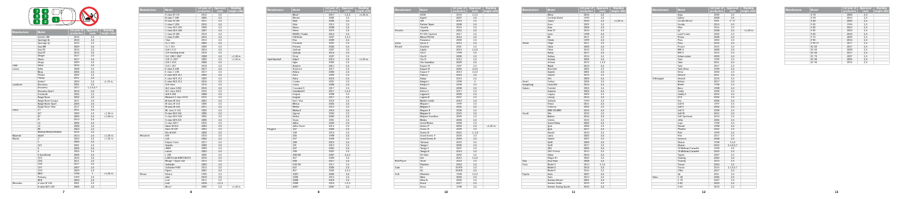| Manufacturer | Model | 1st year of production | Approved seats | Standing height child |
|---|---|---|---|---|
| | Sorento UM | 2016 | 2,4 | |
| | Sportage QL | 2015 | 2,4 | |
| | Sportage SL | 2010 | 2,4 | |
| | Soul AM | 2009 | 2,4 | |
| | Soul PS | 2014 | 2,4 | |
| | Soul EV | 2014 | 2,4 | |
| | Stinger | 2017 | 2,4 | |
| | Stonic | 2017 | 2,4 | |
| | Venga | 2009 | 2,4 | |
| Lada | Vesta | 2016 | 2,4 | |
| Lancia | Delta | 2008 | 2,4 | |
| | Musa | 2004 | 2,4 | |
| | Phedra | 2002 | 2,4 | |
| | Thema | 2011 | 2,4 | |
| | Ypsilon | 2011 | 2,4 | <1,35 m |
| Landrover | Discovery | 2004 | 2,4 | |
| | Discovery | 2017 | 1,2,4,5,6,7 | |
| | Discovery Sport | 2015 | 2,4 | |
| | Freelander | 2006 | 2,4 | |
| | Range Rover | 2002 | 2,4 | |
| | Range Rover Evoque | 2011 | 2,4 | |
| | Range Rover Sport | 2005 | 2,4 | |
| | Range Rover Velar | 2017 | 2,4 | |
| Lexus | CT | 2011 | 2,4 | |
| | ES | 2018 | 2,4 | |
| | GS | 2005 | 2,4 | <1,35 m |
| | IS | 2005 | 2,4 | <1,35 m |
| | IS | 2013 | 2,4 | |
| | LS | 2006 | 2,4 | |
| | LX | 2008 | 2,4 | |
| | NX | 2014 | 2,4 | |
| | RX | 2003 | 2,4 | |
| | RX200t/RX350/RX450h | 2015 | 2,4 | |
| Maserati | Ghibli | 2013 | 2,4 | <1,35 m |
| | Quattroporte | 2013 | 2,4 | <1,35 m |
| Mazda | 2 | 2007 | 2,4 | |
| | 3 | 2003 | 2,4 | |
| | 323 | 2001 | 2,4 | |
| | 5 | 2005 | 2,4 | |
| | 6 | 2002 | 2,4 | |
| | 6 (Sportbreak) | 2008 | 2,4 | |
| | CX-3 | 2015 | 2,4 | |
| | CX-5 | 2012 | 2,4 | |
| | CX-5 | 2017 | 2,4 | |
| | CX-7 | 2007 | 2,4 | |
| | CX-9 | 2007 | 2,4 | |
| | MX-5 | 1998 | 1 | <1,36 m |
| | Premacy | 1999 | 2,4 | |
| | RX8 | 2003 | 2,4 | |
| Mercedes | A class W 168 | 2001 | 2,4 | |
| | A class W 169 | 2005 | 2,4 | |

| Manufacturer | Model | 1st year of production | Approved seats | Standing height child |
|---|---|---|---|---|
| | A class W 176 | 2012 | 2,4 | |
| | B class W 245 | 2005 | 2,4 | |
| | B class W 246 | 2011 | 2,4 | |
| | C class W 203 | 2000 | 2,4 | |
| | C class W 204 | 2007 | 2,4 | |
| | C class W 205 | 2014 | 2,4 | |
| | C class S 205 | 2014 | 2,4 | |
| | Citan | 2013 | 2,4 | |
| | CL C 216 | 2006 | 2,4 | |
| | CL C 203 | 2001 | 2,4 | |
| | CLA C 117 | 2013 | 2,4 | |
| | CLA shooting brake | 2015 | 2,4 | |
| | CLC 180 C 203 | 2008 | 2,4 | <1,35 m |
| | CLK CL 209 | 2002 | 2,4 | <1,35 m |
| | CLK C 208 | 2004 | 2,4 | |
| | CLS C 218 | 2011 | 2,4 | |
| | E class A 238 | 2017 | 2,4 | |
| | E class C 238 | 2017 | 2,4 | |
| | E class W 210 | 2002 | 2,4 | |
| | E class W/S 212 | 2009 | 2,4 | |
| | E class W/S 213 | 2016 | 2,4 | |
| | GLA class | 2014 | 2,4 | |
| | GLC class C253 | 2015 | 2,4 | |
| | GLC class X253 | 2015 | 2,4 | |
| | GLK X 204 | 2008 | 2,4 | |
| | Maybach S class X222 | 2015 | 2,4 | |
| | M class W 163 | 2001 | 2,4 | |
| | M class W 164 | 2005 | 2,4 | |
| | M class W 166 | 2011 | 2,4 | |
| | GL class X 164 | 2006 | 2,4 | |
| | R class W/V 251 | 2005 | 2,4 | |
| | S class W 220 | 2002 | 2,4 | |
| | S class W 221 | 2005 | 2,4 | |
| | S class W 222 | 2013 | 2,4 | |
| | Vaneo W 414 | 2002 | 2,4 | |
| | Viano W 639 | 2003 | 2,4 | |
| | Vito W 639 | 2003 | 2,4 | |
| Mitsubishi | ASX | 2010 | 2,4 | |
| | Colt | 2002 | 2,4 | |
| | Eclipse Cross | 2017 | 2,4 | |
| | Grandis | 2004 | 2,4 | |
| | i-MiEV | 2010 | 2,4 | |
| | Lancer | 2003 | 2,4 | |
| | L 200 | 2006 | 2,4 | |
| | L200 Club (KB2T/KL2T) | 2015 | 2,4 | |
| | Mirage / Space star | 2013 | 2,4 | |
| | Outlander | 2003 | 2,4 | |
| | Outlander PHEV | 2013 | 2,4 | |
| | Pajero | 2007 | 2,4 | |
| Nissan | Almera | 1995 | 2,4 | |
| | Juke | 2010 | 2,4 | |
| | Leaf | 2011 | 2,4 | |
| | Leaf | 2018 | 2,4 | |
| | Micra* | 2003 | 2,4 | <1,35 m |

| Manufacturer | Model | 1st year of production | Approved seats | Standing height child |
|---|---|---|---|---|
| | Micra* | 2017 | 1,2,4 | <1,35 m |
| | Murano | 2003 | 2,4 | |
| | Note | 2006 | 2,4 | |
| | NV 200 | 2010 | 2,4 | |
| | Navara | 2005 | 2,4 | |
| | Pathfinder | 2005 | 2,4 | |
| | Pixo | 2009 | 2,4 | |
| | Primera | 2002 | 2,4 | |
| | Pulsar | 2014 | 2,4 | |
| | Qashqai | 2007 | 2,4 | |
| | Qashqai +2 | 2008 | 2,4 | |
| | X-Trail | 2001 | 2,4 | |
| Opel/Vauxhall | Adam | 2013 | 2,4 | <1,35 m |
| | Agila | 2000 | 2,4 | |
| | Ampera | 2011 | 2,4 | |
| | Ampera-e | 2017 | 2,4 | |
| | Antara | 2006 | 2,4 | |
| | Astra | 2004 | 2,4 | |
| | Astra | 2015 | 2,4 | |
| | Combo | 2001 | 2,4 | |
| | Corsa | 2000 | 2,4 | |
| | Crossland X | 2017 | 2,4 | |
| | Grandland X | 2017 | 1,2,4 | |
| | Insignia | 2008 | 2,4 | |
| | Insignia | 2017 | 2,4 | |
| | Karl / Viva | 2015 | 2,4 | |
| | Meriva | 2003 | 2,4 | |
| | Meriva | 2010 | 2,4 | |
| | Mokka X | 2016 | 2,4 | |
| | Signum | 2003 | 2,4 | |
| | Vectra | 2002 | 2,4 | |
| | Vivaro | 2001 | 2,4 | |
| | Zafira | 2005 | 2,4 | |
| | Zafira Tourer | 2012 | 2,4 | |
| Peugeot | 107 | 2005 | 2,4 | |
| | 108 | 2014 | 2,4 | |
| | 206 | 1998 | 2,4 | |
| | 207 | 2006 | 2,4 | |
| | 208 | 2012 | 2,4 | |
| | 301 | 2012 | 2,4 | |
| | 307 | 2001 | 2,4 | |
| | 308 | 2007 | 2,4 | |
| | 308 SW | 2007 | 2,3,4 | |
| | 3008 | 2009 | 2,4 | |
| | 308 | 2013 | 2,4 | |
| | 308 SW | 2014 | 2,4 | |
| | 407 | 2004 | 2,4 | |
| | 508 | 2011 | 2,4 | |
| | 3008 | 2016 | 2,4 | |
| | 5008 | 2009 | 2,3,4 | |
| | 607 | 2000 | 2,4 | |

| Manufacturer | Model | 1st year of production | Approved seats | Standing height child |
|---|---|---|---|---|
| | 5008 | 2017 | 2,3,4 | |
| | Expert | 2007 | 2,4 | |
| | Expert* | 2016 | 2,4 | |
| | iOn | 2011 | 2,4 | |
| | Partner Tepee | 2008 | 2,4 | |
| | Traveller | 2016 | 2,4 | |
| Porsche | Cayenne | 2003 | 2,4 | |
| | Macan | 2014 | 2,4 | |
| | Panamera | 2009 | 2,4 | |
| Qoros | Qoros 3 | 2014 | 2,4 | |
| Renault | Captur | 2013 | 2,4 | |
| | Clio II | 1998 | 2,4 | |
| | Clio III | 2005 | 2,4 | |
| | Clio IV | 2012 | 2,4 | |
| | Clio Grandtour | 2013 | 2,4 | |
| | Espace IV | 2002 | 2,4 | |
| | Espace V | 2015 | 1,2,4 | |
| | Fluence | 2010 | 2,4 | |
| | Kadjar | 2015 | 2,4 | |
| | Kangoo | 1997 | 2,4 | |
| | Kangoo | 2008 | 2,4 | |
| | Koleos | 2008 | 2,4 | |
| | Koleos II | 2017 | 2,4 | |
| | Laguna II | 2001 | 2,4 | |
| | Laguna III | 2007 | 2,4 | |
| | Latitude | 2011 | 2,4 | |
| | Master | 2010 | 2,4 | |
| | Megane | 1999 | 2,4 | |
| | Megane II | 2002 | 2,4 | |
| | Megane III | 2008 | 2,4 | |
| | Megane IV | 2016 | 2,4 | |
| | Modus | 2004 | 2,4 | |
| | Grand Modus | 2008 | 2,4 | |
| | Scenic | 2003 | 2,4 | |
| | Scenic III | 2009 | 2,4 | |
| | Grand Scenic | 2004 | 2,4 | |
| | Grand Scenic III | 2009 | 2,4 | |
| | Talisman | 2016 | 2,4 | |
| | Trafic | 2001 | 2,4 | |
| | Twingo | 2007 | 2,4 | |
| | Twingo | 2014 | 2,4 | <1,35 m |
| | Vel Satis | 2002 | 2,4 | |
| | Zoe | 2012 | 1,2,4 | |
| Rolls Royce | Ghost | 2010 | 2,4 | |
| Saab | 9-3 | 2002 | 2,4 | |
| | 9-5 | 1997 | 2,4 | |
| | 9-5 | 2010 | 2,4 | |
| Seat | Alhambra | 1996 | 2,4 | |
| | Alhambra | 2010 | 2,3,4 | |
| | Altea | 2004 | 2,4 | |
| | Altea XL | 2006 | 2,4 | |
| | Arona | 2017 | 2,4 | |
| | Ateca | 2016 | 2,4 | |
| | Exeo | 2009 | 2,4 | |
| | Ibiza | 1998 | 2,4 | |

| Manufacturer | Model | 1st year of production | Approved seats | Standing height child |
|---|---|---|---|---|
| | Ibiza | 2008 | 2,4 | |
| | Cordoba Vario | 1999 | 2,4 | |
| | Mii | 2012 | 2,4 | <1,35 m |
| | Ibiza | 2017 | 2,4 | |
| | Leon | 1999 | 2,4 | |
| | Leon | 2005 | 2,4 | |
| | Leon | 2013 | 2,4 | |
| | Toledo | 1999 | 2,4 | |
| Skoda | Citigo | 2011 | 2,4 | |
| | Fabia | 2000 | 2,4 | |
| | Fabia | 2014 | 2,4 | |
| | Karoq | 2017 | 2,4 | |
| | Kodiaq | 2016 | 2,4 | |
| | Octavia | 2004 | 2,4 | |
| | Octavia | 2013 | 2,4 | |
| | Rapid | 2012 | 2,4 | |
| | Roomster | 2006 | 2,4 | |
| | Superb | 2001 | 2,4 | |
| | Superb | 2008 | 2,4 | |
| | Superb | 2015 | 2,4 | |
| | Yeti | 2009 | 2,4 | |
| Smart | Forfour | 2004 | 2,4 | |
| SsangYong | Tivoli XLV | 2016 | 2,4 | |
| Subaru | Forester | 2002 | 2,4 | |
| | Impreza | 2002 | 2,4 | |
| | Legacy | 2003 | 2,4 | |
| | Levorg | 2015 | 2,4 | |
| | Outback | 2003 | 2,4 | |
| | Trezia | 2011 | 2,4 | |
| | Tribeca | 2006 | 2,4 | |
| | XV | 2011 | 2,4 | |
| Suzuki | Alto | 2009 | 2,4 | |
| | Baleno | 2016 | 2,4 | |
| | Celerio | 2014 | 2,4 | |
| | Grand Vitara | 2005 | 2,4 | |
| | Ignis | 2016 | 2,4 | |
| | Kizashi | 2010 | 2,4 | |
| | Liana | 2002 | 2,4 | |
| | SX4 | 2006 | 2,4 | |
| | Splash | 2008 | 2,4 | |
| | Swift | 2005 | 2,4 | |
| | Swift | 2017 | 2,4 | |
| | Vitara | 2015 | 2,4 | |
| | Wagon R+ | 2000 | 2,4 | |
| Tata | Indica Vista | 2008 | 2,4 | |
| Tesla | Model S | 2013 | 2,4 | |
| | Model X | 2016 | 2,4 | |
| | Model 3 | 2019 | 2,4 | |
| Toyota | Auris | 2007 | 2,4 | |
| | Avensis | 2003 | 2,4 | |
| | Avensis (Verso) | 2001 | 2,4 | |
| | Avensis | 2012 | 2,4 | |
| | Aygo (Verso) | 2005 | 2,4 | |
| | Aygo | 2014 | 2,4 | |

| Manufacturer | Model | 1st year of production | Approved seats | Standing height child |
|---|---|---|---|---|
| | Aygo | 2005 | 2,4 | |
| | Camry | 2002 | 2,4 | |
| | Corolla Verso | 2004 | 2,4 | |
| | Corolla | 2002 | 2,4 | |
| | C-HR | 2016 | 2,4 | <1,35 m |
| | Hilux | 2005 | 2,4 | |
| | iQ | 2009 | 2,4 | |
| | Land Cruiser | 2003 | 2,4 | |
| | Prius | 2004 | 2,4 | |
| | Prius + | 2012 | 2,4 | |
| | Proace | 2013 | 2,4 | |
| | RAV 4 | 2006 | 2,4 | |
| | RAV 4 | 2013 | 2,4 | |
| | Urban cruiser | 2009 | 2,4 | |
| | Verso | 2009 | 2,4 | |
| | Verso-S | 2011 | 2,4 | |
| | Yaris | 1999 | 2,4 | |
| | Yaris | 2011 | 2,4 | |
| | Yaris Verso | 1999 | 2,4 | |
| Volkswagen | Amarok | 2010 | 2,4 | |
| | Arteon | 2017 | 2,4 | |
| | Beetle | 1998 | 2,4 | |
| | Beetle | 2011 | 2,4 | |
| | Bora | 1998 | 2,4 | |
| | Caddy | 2003 | 2,4 | |
| | Caddy 4 | 2015 | 2,4 | |
| | EOS | 2006 | 2,4 | |
| | Fox | 2005 | 2,4 | |
| | Golf IV | 1997 | 2,4 | |
| | Golf V | 2003 | 2,4 | |
| | Golf VI | 2008 | 2,4 | |
| | Golf VII | 2012 | 2,4 | |
| | Golf Sportsvan | 2014 | 2,4 | |
| | Jetta | 2005 | 2,4 | |
| | Lupo | 1998 | 2,4 | |
| | Passat | 1996 | 2,4 | |
| | Phaeton | 2002 | 2,4 | |
| | Polo | 1999 | 2,4 | |
| | Polo | 2017 | 2,4 | |
| | Scirocco | 2008 | 2,4 | |
| | Sharan | 1995 | 2,4 | |
| | Sharan | 2010 | 2,3,4,5,7 | |
| | T5 Multivan/Caravelle | 2003 | 2,4 | |
| | T6 Multivan/Caravelle | 2015 | 2,4 | |
| | Tiguan | 2007 | 2,4 | |
| | Touareg | 2002 | 2,4 | |
| | Touareg | 2010 | 2,4 | |
| | Touran | 2003 | 2 | |
| | Touran | 2015 | 2,3,4,5,7 | |
| | T-Roc | 2017 | 2,4 | |
| | Up! | 2011 | 2,4 | |
| Volvo | C 30 | 2006 | 2,4 | |
| | C 70 | 2006 | 2,4 | |
| | S 40 | 2004 | 2,4 | |
| | S 60 | 2000 | 2,4 | |

| Manufacturer | Model | 1st year of production | Approved seats | Standing height child |
|---|---|---|---|---|
| | S 70 | 2000 | 2,4 | |
| | S 80 | 2016 | 2,4 | |
| | S 90 | 1996 | 2,4 | |
| | V 40 | 2012 | 2,4 | |
| | V 50 | 2004 | 2,4 | |
| | V 60 | 2010 | 2,4 | |
| | V 70 | 2000 | 2,4 | |
| | V 90 | 2016 | 2,4 | |
| | XC 40 | 2017 | 2,4 | |
| | XC 60 | 2008 | 2,4 | |
| | XC 60 | 2017 | 2,4 | |
| | XC 70 | 2000 | 2,4 | |
| | XC 90 | 2002 | 2,4 | |
| | XC 90 | 2015 | 2,4 | |